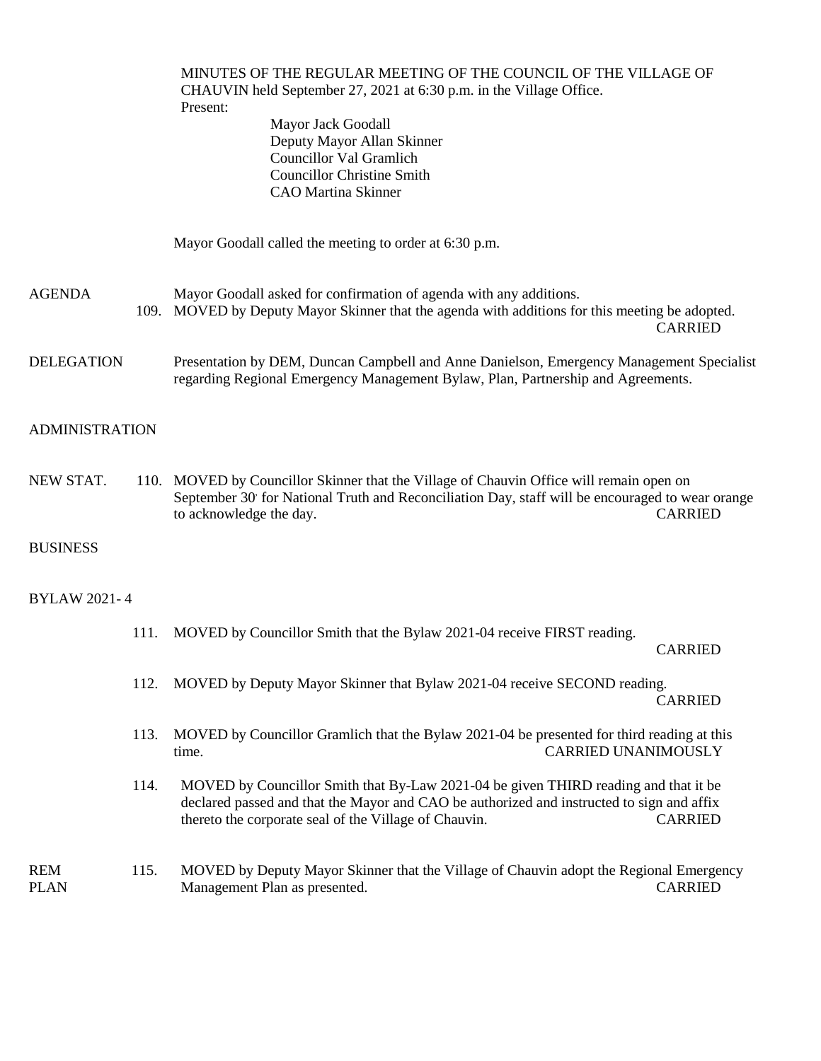MINUTES OF THE REGULAR MEETING OF THE COUNCIL OF THE VILLAGE OF CHAUVIN held September 27, 2021 at 6:30 p.m. in the Village Office.

Present:

- Mayor Jack Goodall
- Deputy Mayor Allan Skinner
- Councillor Val Gramlich
- Councillor Christine Smith
- CAO Martina Skinner

Mayor Goodall called the meeting to order at 6:30 p.m.

**AGENDA**

Mayor Goodall asked for confirmation of agenda with any additions.

109. MOVED by Deputy Mayor Skinner that the agenda with additions for this meeting be adopted. CARRIED

**DELEGATION**

Presentation by DEM, Duncan Campbell and Anne Danielson, Emergency Management Specialist regarding Regional Emergency Management Bylaw, Plan, Partnership and Agreements.

**ADMINISTRATION**

**NEW STAT.**

110. MOVED by Councillor Skinner that the Village of Chauvin Office will remain open on September 30, for National Truth and Reconciliation Day, staff will be encouraged to wear orange to acknowledge the day. CARRIED

**BUSINESS**

**BYLAW 2021- 4**

111. MOVED by Councillor Smith that the Bylaw 2021-04 receive FIRST reading. CARRIED

112. MOVED by Deputy Mayor Skinner that Bylaw 2021-04 receive SECOND reading. CARRIED

113. MOVED by Councillor Gramlich that the Bylaw 2021-04 be presented for third reading at this time. CARRIED UNANIMOUSLY

114. MOVED by Councillor Smith that By-Law 2021-04 be given THIRD reading and that it be declared passed and that the Mayor and CAO be authorized and instructed to sign and affix thereto the corporate seal of the Village of Chauvin. CARRIED

**REM PLAN**

115. MOVED by Deputy Mayor Skinner that the Village of Chauvin adopt the Regional Emergency Management Plan as presented. CARRIED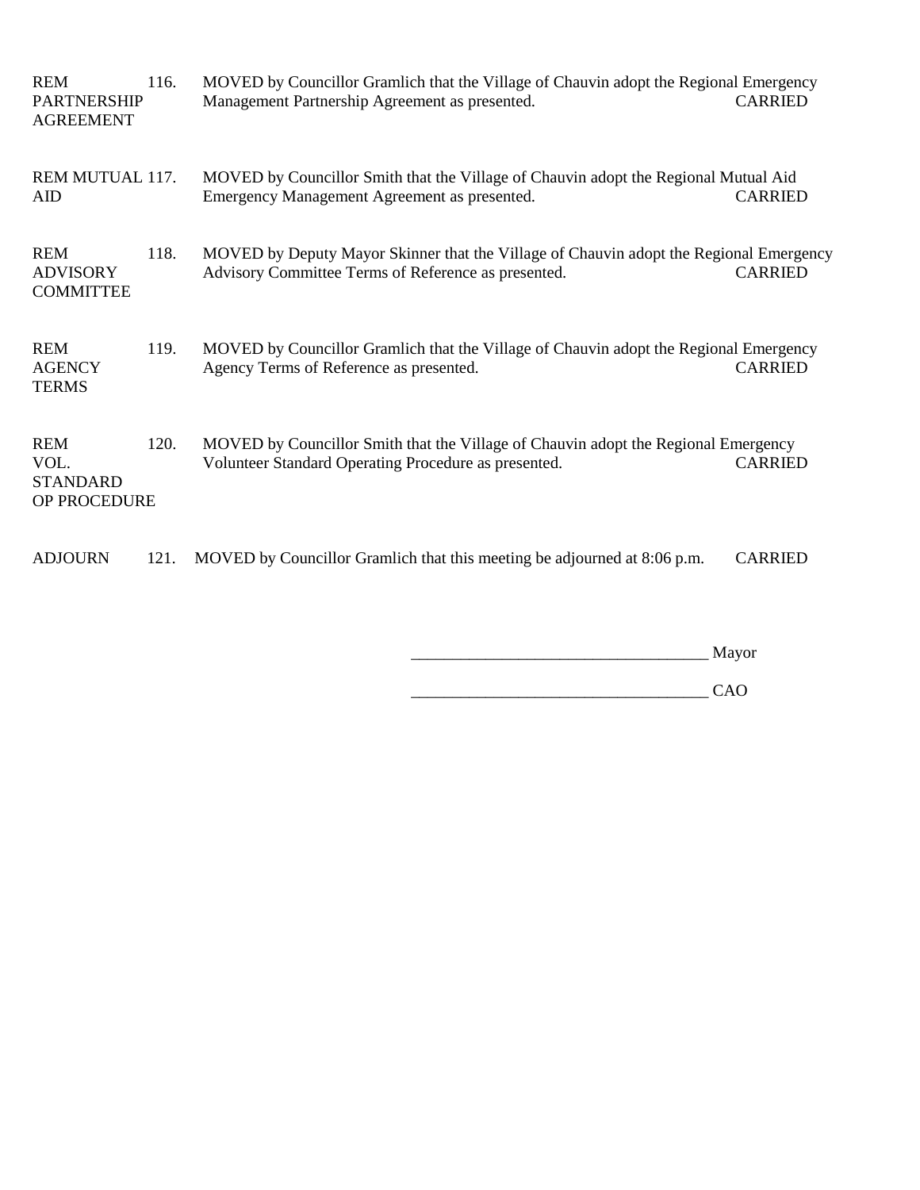| | | | |
|---|---|---|---|
| REM PARTNERSHIP AGREEMENT | 116. | MOVED by Councillor Gramlich that the Village of Chauvin adopt the Regional Emergency Management Partnership Agreement as presented. | CARRIED |
| REM MUTUAL AID | 117. | MOVED by Councillor Smith that the Village of Chauvin adopt the Regional Mutual Aid Emergency Management Agreement as presented. | CARRIED |
| REM ADVISORY COMMITTEE | 118. | MOVED by Deputy Mayor Skinner that the Village of Chauvin adopt the Regional Emergency Advisory Committee Terms of Reference as presented. | CARRIED |
| REM AGENCY TERMS | 119. | MOVED by Councillor Gramlich that the Village of Chauvin adopt the Regional Emergency Agency Terms of Reference as presented. | CARRIED |
| REM VOL. STANDARD OP PROCEDURE | 120. | MOVED by Councillor Smith that the Village of Chauvin adopt the Regional Emergency Volunteer Standard Operating Procedure as presented. | CARRIED |
| ADJOURN | 121. | MOVED by Councillor Gramlich that this meeting be adjourned at 8:06 p.m. | CARRIED |

____________________________________ Mayor

____________________________________ CAO